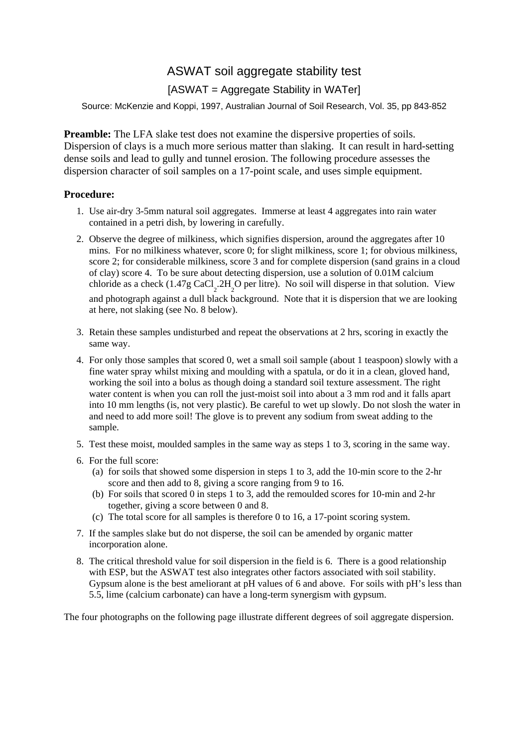# ASWAT soil aggregate stability test

## [ASWAT = Aggregate Stability in WATer]

Source: McKenzie and Koppi, 1997, Australian Journal of Soil Research, Vol. 35, pp 843-852

**Preamble:** The LFA slake test does not examine the dispersive properties of soils. Dispersion of clays is a much more serious matter than slaking. It can result in hard-setting dense soils and lead to gully and tunnel erosion. The following procedure assesses the dispersion character of soil samples on a 17-point scale, and uses simple equipment.

**Procedure:**

1. Use air-dry 3-5mm natural soil aggregates. Immerse at least 4 aggregates into rain water contained in a petri dish, by lowering in carefully.
2. Observe the degree of milkiness, which signifies dispersion, around the aggregates after 10 mins. For no milkiness whatever, score 0; for slight milkiness, score 1; for obvious milkiness, score 2; for considerable milkiness, score 3 and for complete dispersion (sand grains in a cloud of clay) score 4. To be sure about detecting dispersion, use a solution of 0.01M calcium chloride as a check (1.47g $CaCl_2.2H_2O$ per litre). No soil will disperse in that solution. View and photograph against a dull black background. Note that it is dispersion that we are looking at here, not slaking (see No. 8 below).
3. Retain these samples undisturbed and repeat the observations at 2 hrs, scoring in exactly the same way.
4. For only those samples that scored 0, wet a small soil sample (about 1 teaspoon) slowly with a fine water spray whilst mixing and moulding with a spatula, or do it in a clean, gloved hand, working the soil into a bolus as though doing a standard soil texture assessment. The right water content is when you can roll the just-moist soil into about a 3 mm rod and it falls apart into 10 mm lengths (is, not very plastic). Be careful to wet up slowly. Do not slosh the water in and need to add more soil! The glove is to prevent any sodium from sweat adding to the sample.
5. Test these moist, moulded samples in the same way as steps 1 to 3, scoring in the same way.
6. For the full score:
   (a) for soils that showed some dispersion in steps 1 to 3, add the 10-min score to the 2-hr score and then add to 8, giving a score ranging from 9 to 16.
   (b) For soils that scored 0 in steps 1 to 3, add the remoulded scores for 10-min and 2-hr together, giving a score between 0 and 8.
   (c) The total score for all samples is therefore 0 to 16, a 17-point scoring system.
7. If the samples slake but do not disperse, the soil can be amended by organic matter incorporation alone.
8. The critical threshold value for soil dispersion in the field is 6. There is a good relationship with ESP, but the ASWAT test also integrates other factors associated with soil stability. Gypsum alone is the best ameliorant at pH values of 6 and above. For soils with pH's less than 5.5, lime (calcium carbonate) can have a long-term synergism with gypsum.

The four photographs on the following page illustrate different degrees of soil aggregate dispersion.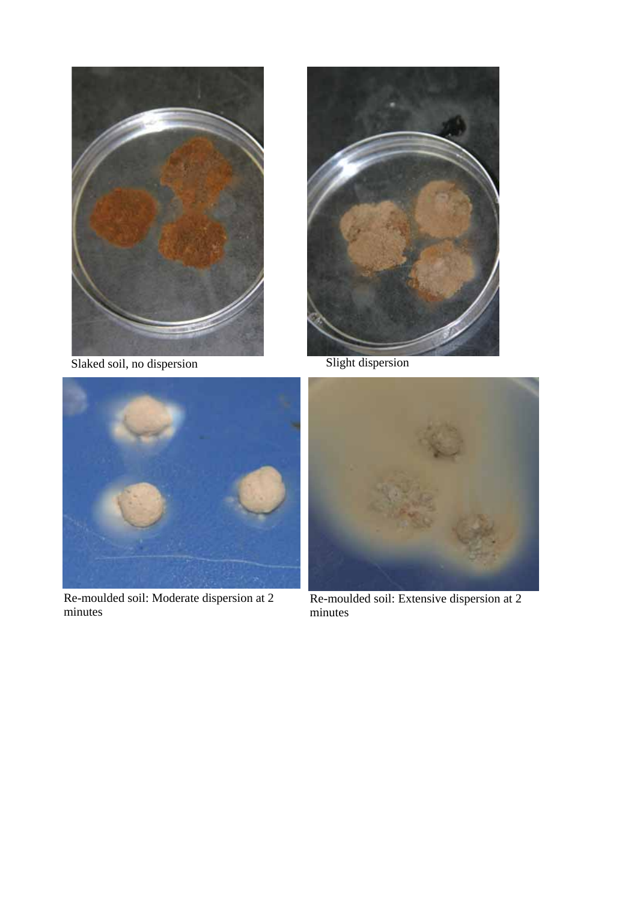Slaked soil, no dispersion

Slight dispersion

Re-moulded soil: Moderate dispersion at 2 minutes

Re-moulded soil: Extensive dispersion at 2 minutes